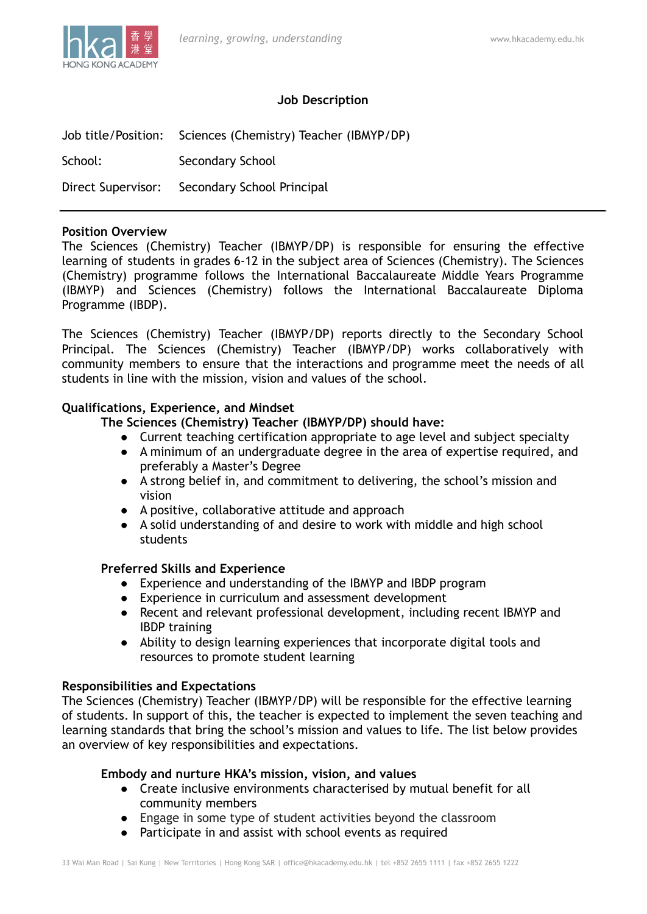# Job Description

Job title/Position: Sciences (Chemistry) Teacher (IBMYP/DP)

School: Secondary School

Direct Supervisor: Secondary School Principal

---

## Position Overview

The Sciences (Chemistry) Teacher (IBMYP/DP) is responsible for ensuring the effective learning of students in grades 6-12 in the subject area of Sciences (Chemistry). The Sciences (Chemistry) programme follows the International Baccalaureate Middle Years Programme (IBMYP) and Sciences (Chemistry) follows the International Baccalaureate Diploma Programme (IBDP).

The Sciences (Chemistry) Teacher (IBMYP/DP) reports directly to the Secondary School Principal. The Sciences (Chemistry) Teacher (IBMYP/DP) works collaboratively with community members to ensure that the interactions and programme meet the needs of all students in line with the mission, vision and values of the school.

## Qualifications, Experience, and Mindset

### The Sciences (Chemistry) Teacher (IBMYP/DP) should have:

- Current teaching certification appropriate to age level and subject specialty
- A minimum of an undergraduate degree in the area of expertise required, and preferably a Master's Degree
- A strong belief in, and commitment to delivering, the school's mission and vision
- A positive, collaborative attitude and approach
- A solid understanding of and desire to work with middle and high school students

### Preferred Skills and Experience

- Experience and understanding of the IBMYP and IBDP program
- Experience in curriculum and assessment development
- Recent and relevant professional development, including recent IBMYP and IBDP training
- Ability to design learning experiences that incorporate digital tools and resources to promote student learning

## Responsibilities and Expectations

The Sciences (Chemistry) Teacher (IBMYP/DP) will be responsible for the effective learning of students. In support of this, the teacher is expected to implement the seven teaching and learning standards that bring the school's mission and values to life. The list below provides an overview of key responsibilities and expectations.

### Embody and nurture HKA's mission, vision, and values

- Create inclusive environments characterised by mutual benefit for all community members
- Engage in some type of student activities beyond the classroom
- Participate in and assist with school events as required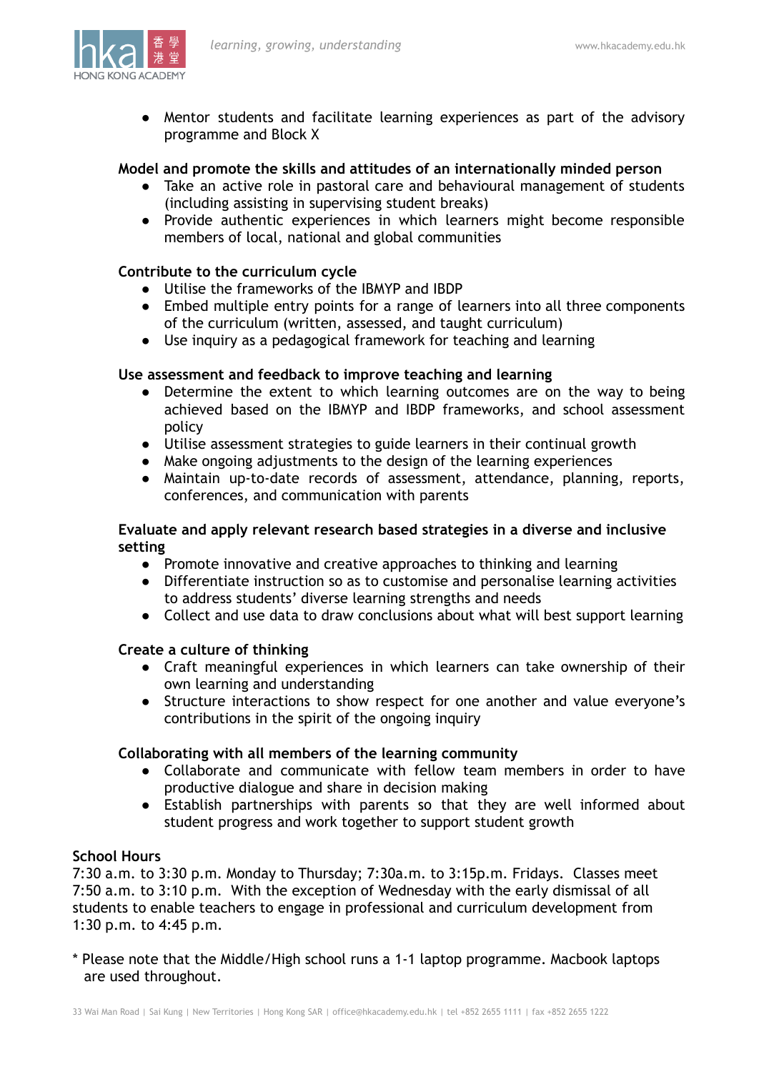- Mentor students and facilitate learning experiences as part of the advisory programme and Block X

**Model and promote the skills and attitudes of an internationally minded person**

- Take an active role in pastoral care and behavioural management of students (including assisting in supervising student breaks)
- Provide authentic experiences in which learners might become responsible members of local, national and global communities

**Contribute to the curriculum cycle**

- Utilise the frameworks of the IBMYP and IBDP
- Embed multiple entry points for a range of learners into all three components of the curriculum (written, assessed, and taught curriculum)
- Use inquiry as a pedagogical framework for teaching and learning

**Use assessment and feedback to improve teaching and learning**

- Determine the extent to which learning outcomes are on the way to being achieved based on the IBMYP and IBDP frameworks, and school assessment policy
- Utilise assessment strategies to guide learners in their continual growth
- Make ongoing adjustments to the design of the learning experiences
- Maintain up-to-date records of assessment, attendance, planning, reports, conferences, and communication with parents

**Evaluate and apply relevant research based strategies in a diverse and inclusive setting**

- Promote innovative and creative approaches to thinking and learning
- Differentiate instruction so as to customise and personalise learning activities to address students' diverse learning strengths and needs
- Collect and use data to draw conclusions about what will best support learning

**Create a culture of thinking**

- Craft meaningful experiences in which learners can take ownership of their own learning and understanding
- Structure interactions to show respect for one another and value everyone's contributions in the spirit of the ongoing inquiry

**Collaborating with all members of the learning community**

- Collaborate and communicate with fellow team members in order to have productive dialogue and share in decision making
- Establish partnerships with parents so that they are well informed about student progress and work together to support student growth

**School Hours**

7:30 a.m. to 3:30 p.m. Monday to Thursday; 7:30a.m. to 3:15p.m. Fridays. Classes meet 7:50 a.m. to 3:10 p.m. With the exception of Wednesday with the early dismissal of all students to enable teachers to engage in professional and curriculum development from 1:30 p.m. to 4:45 p.m.

* Please note that the Middle/High school runs a 1-1 laptop programme. Macbook laptops are used throughout.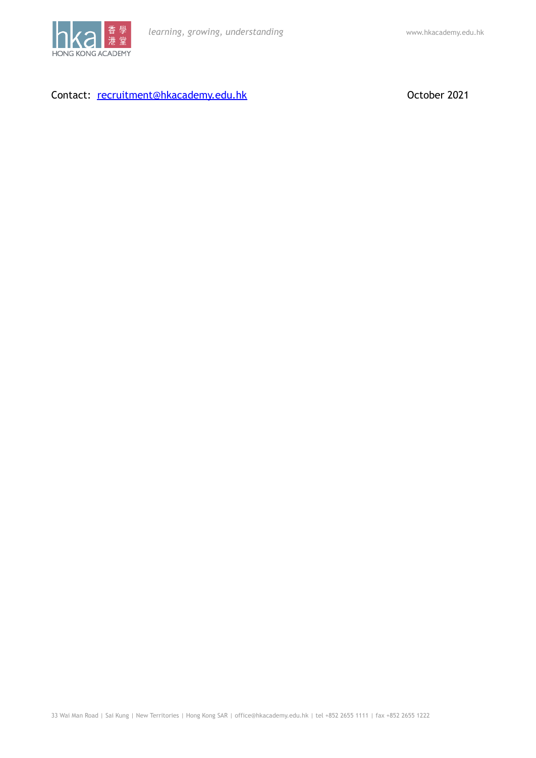Contact: recruitment@hkacademy.edu.hk

October 2021